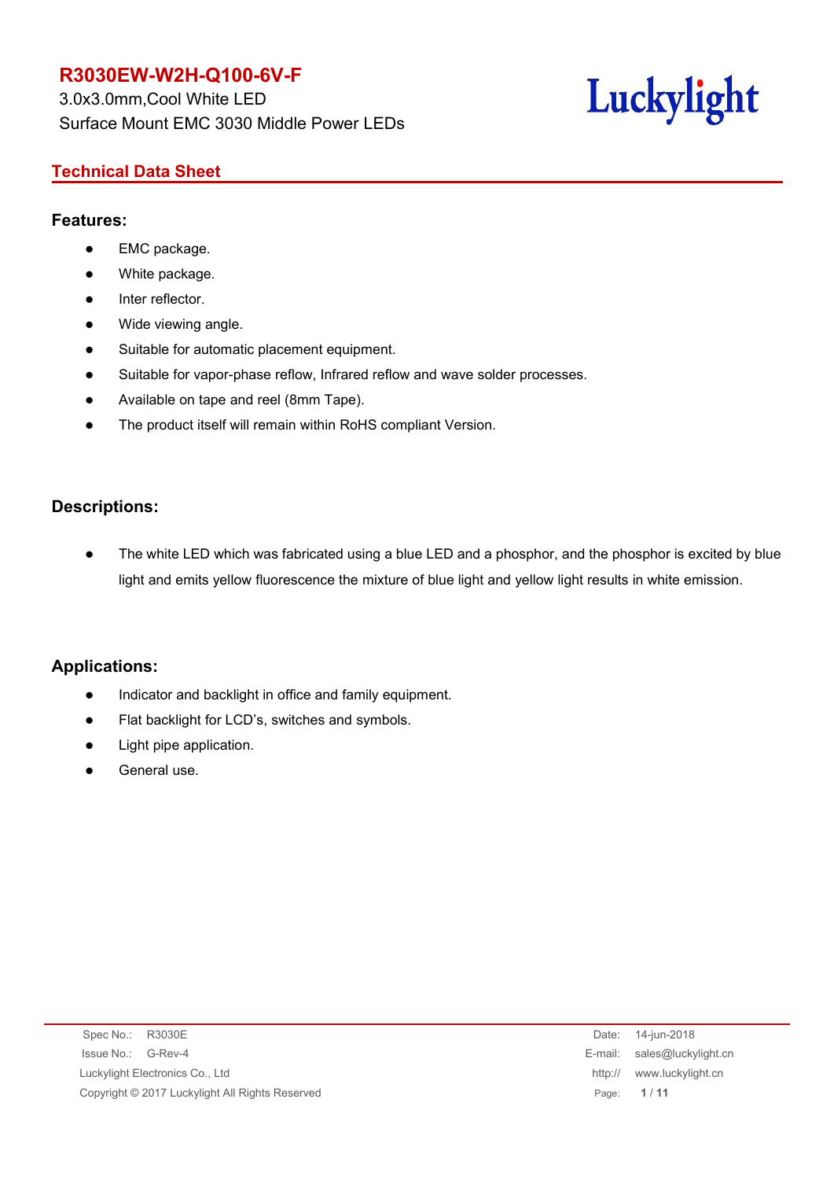# R3030EW-W2H-Q100-6V-F

3.0x3.0mm,Cool White LED

Surface Mount EMC 3030 Middle Power LEDs

Luckylight

## Technical Data Sheet

### Features:

- EMC package.
- White package.
- Inter reflector.
- Wide viewing angle.
- Suitable for automatic placement equipment.
- Suitable for vapor-phase reflow, Infrared reflow and wave solder processes.
- Available on tape and reel (8mm Tape).
- The product itself will remain within RoHS compliant Version.

### Descriptions:

- The white LED which was fabricated using a blue LED and a phosphor, and the phosphor is excited by blue light and emits yellow fluorescence the mixture of blue light and yellow light results in white emission.

### Applications:

- Indicator and backlight in office and family equipment.
- Flat backlight for LCD's, switches and symbols.
- Light pipe application.
- General use.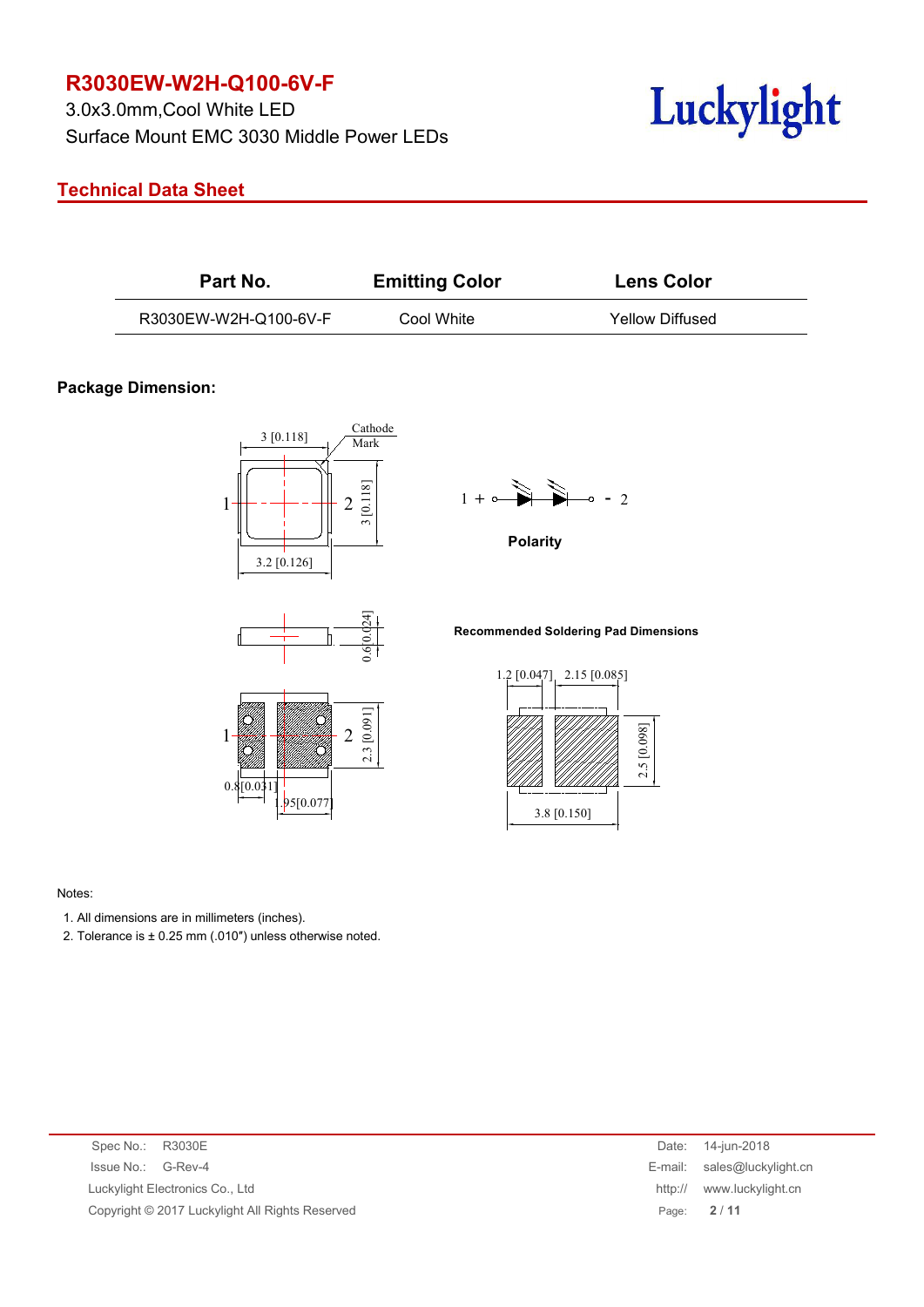# R3030EW-W2H-Q100-6V-F

3.0x3.0mm,Cool White LED

Surface Mount EMC 3030 Middle Power LEDs

## Technical Data Sheet

| Part No. | Emitting Color | Lens Color |
|---|---|---|
| R3030EW-W2H-Q100-6V-F | Cool White | Yellow Diffused |

### Package Dimension:

Cathode Mark

3 [0.118]

3.2 [0.126]

3 [0.118]

0.6[0.024]

2.3 [0.091]

0.8[0.031]

1.95[0.077]

1 + - 2

**Polarity**

**Recommended Soldering Pad Dimensions**

1.2 [0.047] 2.15 [0.085]

2.5 [0.098]

3.8 [0.150]

Notes:

1. All dimensions are in millimeters (inches).
2. Tolerance is ± 0.25 mm (.010″) unless otherwise noted.

Spec No.: R3030E

Issue No.: G-Rev-4

Luckylight Electronics Co., Ltd

Copyright © 2017 Luckylight All Rights Reserved

Date: 14-jun-2018

E-mail: sales@luckylight.cn

http:// www.luckylight.cn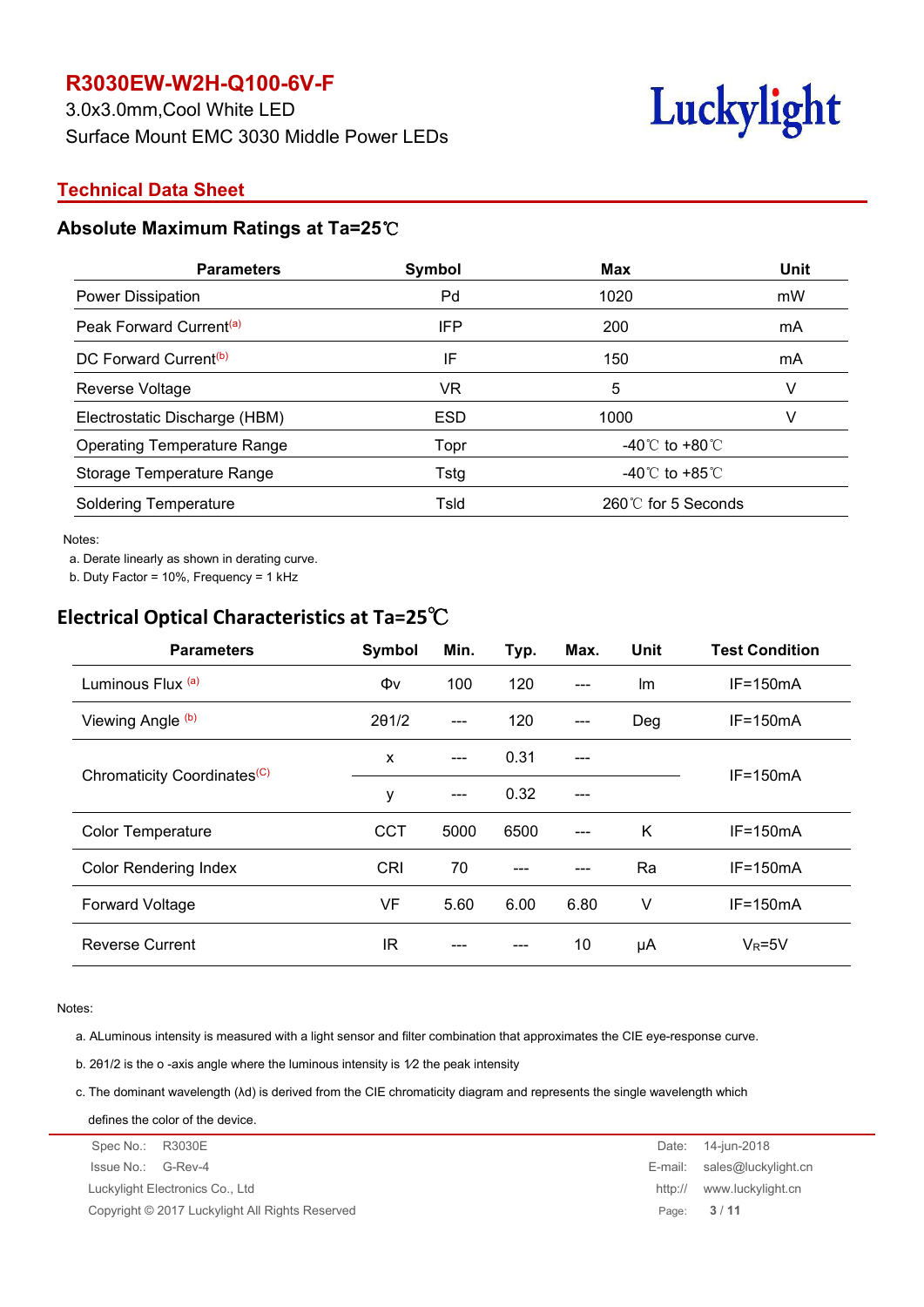# R3030EW-W2H-Q100-6V-F

3.0x3.0mm,Cool White LED

Surface Mount EMC 3030 Middle Power LEDs

## Technical Data Sheet

### Absolute Maximum Ratings at Ta=25℃

| Parameters | Symbol | Max | Unit |
|---|---|---|---|
| Power Dissipation | Pd | 1020 | mW |
| Peak Forward Current[(a)] | IFP | 200 | mA |
| DC Forward Current[(b)] | IF | 150 | mA |
| Reverse Voltage | VR | 5 | V |
| Electrostatic Discharge (HBM) | ESD | 1000 | V |
| Operating Temperature Range | Topr | -40℃ to +80℃ | |
| Storage Temperature Range | Tstg | -40℃ to +85℃ | |
| Soldering Temperature | Tsld | 260℃ for 5 Seconds | |

Notes:

a. Derate linearly as shown in derating curve.

b. Duty Factor = 10%, Frequency = 1 kHz

### Electrical Optical Characteristics at Ta=25℃

| Parameters | Symbol | Min. | Typ. | Max. | Unit | Test Condition |
|---|---|---|---|---|---|---|
| Luminous Flux [(a)] | Φv | 100 | 120 | --- | lm | IF=150mA |
| Viewing Angle [(b)] | 2θ1/2 | --- | 120 | --- | Deg | IF=150mA |
| Chromaticity Coordinates[(C)] | x | --- | 0.31 | --- | | IF=150mA |
| | y | --- | 0.32 | --- | | |
| Color Temperature | CCT | 5000 | 6500 | --- | K | IF=150mA |
| Color Rendering Index | CRI | 70 | --- | --- | Ra | IF=150mA |
| Forward Voltage | VF | 5.60 | 6.00 | 6.80 | V | IF=150mA |
| Reverse Current | IR | --- | --- | 10 | μA | $V_R$=5V |

Notes:

a. ALuminous intensity is measured with a light sensor and filter combination that approximates the CIE eye-response curve.

b. 2θ1/2 is the o -axis angle where the luminous intensity is 1⁄2 the peak intensity

c. The dominant wavelength (λd) is derived from the CIE chromaticity diagram and represents the single wavelength which defines the color of the device.

Spec No.: R3030E
Issue No.: G-Rev-4
Luckylight Electronics Co., Ltd
Copyright © 2017 Luckylight All Rights Reserved

Date: 14-jun-2018
E-mail: sales@luckylight.cn
http:// www.luckylight.cn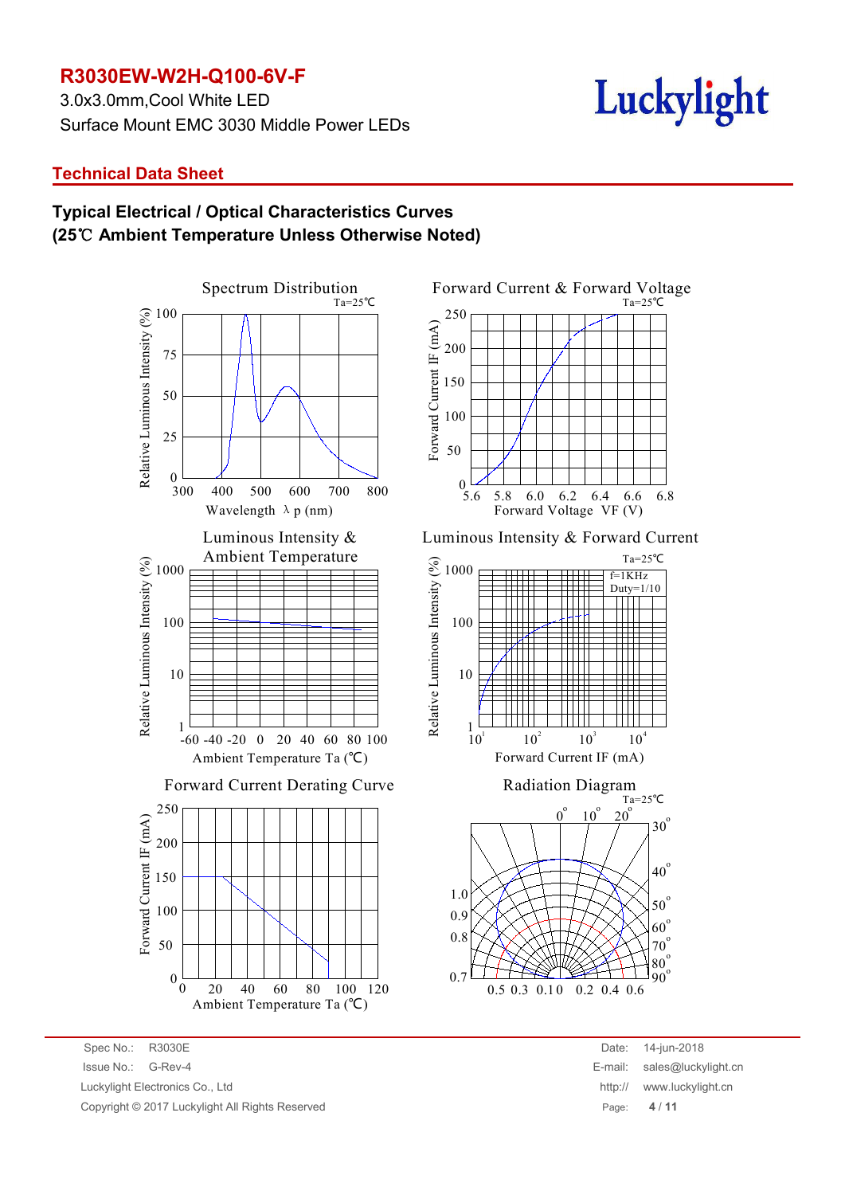# R3030EW-W2H-Q100-6V-F

3.0x3.0mm,Cool White LED

Surface Mount EMC 3030 Middle Power LEDs

Luckylight

## Technical Data Sheet

### Typical Electrical / Optical Characteristics Curves
### (25℃ Ambient Temperature Unless Otherwise Noted)

Spectrum Distribution (Ta=25℃) — Relative Luminous Intensity (%) vs. Wavelength λp (nm)

Forward Current & Forward Voltage (Ta=25℃) — Forward Current IF (mA) vs. Forward Voltage VF (V)

Luminous Intensity & Ambient Temperature — Relative Luminous Intensity (%) vs. Ambient Temperature Ta (℃)

Luminous Intensity & Forward Current (Ta=25℃, f=1KHz, Duty=1/10) — Relative Luminous Intensity (%) vs. Forward Current IF (mA)

Forward Current Derating Curve — Forward Current IF (mA) vs. Ambient Temperature Ta (℃)

Radiation Diagram (Ta=25℃)

Spec No.: R3030E
Issue No.: G-Rev-4
Luckylight Electronics Co., Ltd
Copyright © 2017 Luckylight All Rights Reserved

Date: 14-jun-2018
E-mail: sales@luckylight.cn
http:// www.luckylight.cn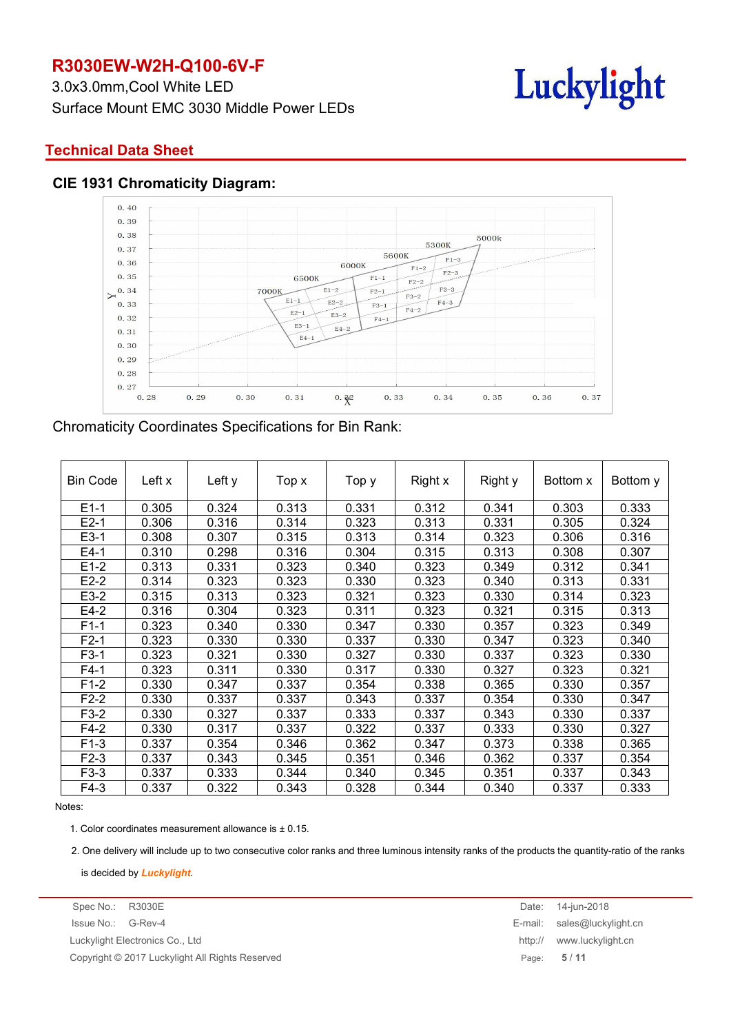# R3030EW-W2H-Q100-6V-F

3.0x3.0mm,Cool White LED

Surface Mount EMC 3030 Middle Power LEDs

## Technical Data Sheet

### CIE 1931 Chromaticity Diagram:

Chromaticity Coordinates Specifications for Bin Rank:

| Bin Code | Left x | Left y | Top x | Top y | Right x | Right y | Bottom x | Bottom y |
|---|---|---|---|---|---|---|---|---|
| E1-1 | 0.305 | 0.324 | 0.313 | 0.331 | 0.312 | 0.341 | 0.303 | 0.333 |
| E2-1 | 0.306 | 0.316 | 0.314 | 0.323 | 0.313 | 0.331 | 0.305 | 0.324 |
| E3-1 | 0.308 | 0.307 | 0.315 | 0.313 | 0.314 | 0.323 | 0.306 | 0.316 |
| E4-1 | 0.310 | 0.298 | 0.316 | 0.304 | 0.315 | 0.313 | 0.308 | 0.307 |
| E1-2 | 0.313 | 0.331 | 0.323 | 0.340 | 0.323 | 0.349 | 0.312 | 0.341 |
| E2-2 | 0.314 | 0.323 | 0.323 | 0.330 | 0.323 | 0.340 | 0.313 | 0.331 |
| E3-2 | 0.315 | 0.313 | 0.323 | 0.321 | 0.323 | 0.330 | 0.314 | 0.323 |
| E4-2 | 0.316 | 0.304 | 0.323 | 0.311 | 0.323 | 0.321 | 0.315 | 0.313 |
| F1-1 | 0.323 | 0.340 | 0.330 | 0.347 | 0.330 | 0.357 | 0.323 | 0.349 |
| F2-1 | 0.323 | 0.330 | 0.330 | 0.337 | 0.330 | 0.347 | 0.323 | 0.340 |
| F3-1 | 0.323 | 0.321 | 0.330 | 0.327 | 0.330 | 0.337 | 0.323 | 0.330 |
| F4-1 | 0.323 | 0.311 | 0.330 | 0.317 | 0.330 | 0.327 | 0.323 | 0.321 |
| F1-2 | 0.330 | 0.347 | 0.337 | 0.354 | 0.338 | 0.365 | 0.330 | 0.357 |
| F2-2 | 0.330 | 0.337 | 0.337 | 0.343 | 0.337 | 0.354 | 0.330 | 0.347 |
| F3-2 | 0.330 | 0.327 | 0.337 | 0.333 | 0.337 | 0.343 | 0.330 | 0.337 |
| F4-2 | 0.330 | 0.317 | 0.337 | 0.322 | 0.337 | 0.333 | 0.330 | 0.327 |
| F1-3 | 0.337 | 0.354 | 0.346 | 0.362 | 0.347 | 0.373 | 0.338 | 0.365 |
| F2-3 | 0.337 | 0.343 | 0.345 | 0.351 | 0.346 | 0.362 | 0.337 | 0.354 |
| F3-3 | 0.337 | 0.333 | 0.344 | 0.340 | 0.345 | 0.351 | 0.337 | 0.343 |
| F4-3 | 0.337 | 0.322 | 0.343 | 0.328 | 0.344 | 0.340 | 0.337 | 0.333 |

Notes:

1. Color coordinates measurement allowance is ± 0.15.
2. One delivery will include up to two consecutive color ranks and three luminous intensity ranks of the products the quantity-ratio of the ranks is decided by *Luckylight*.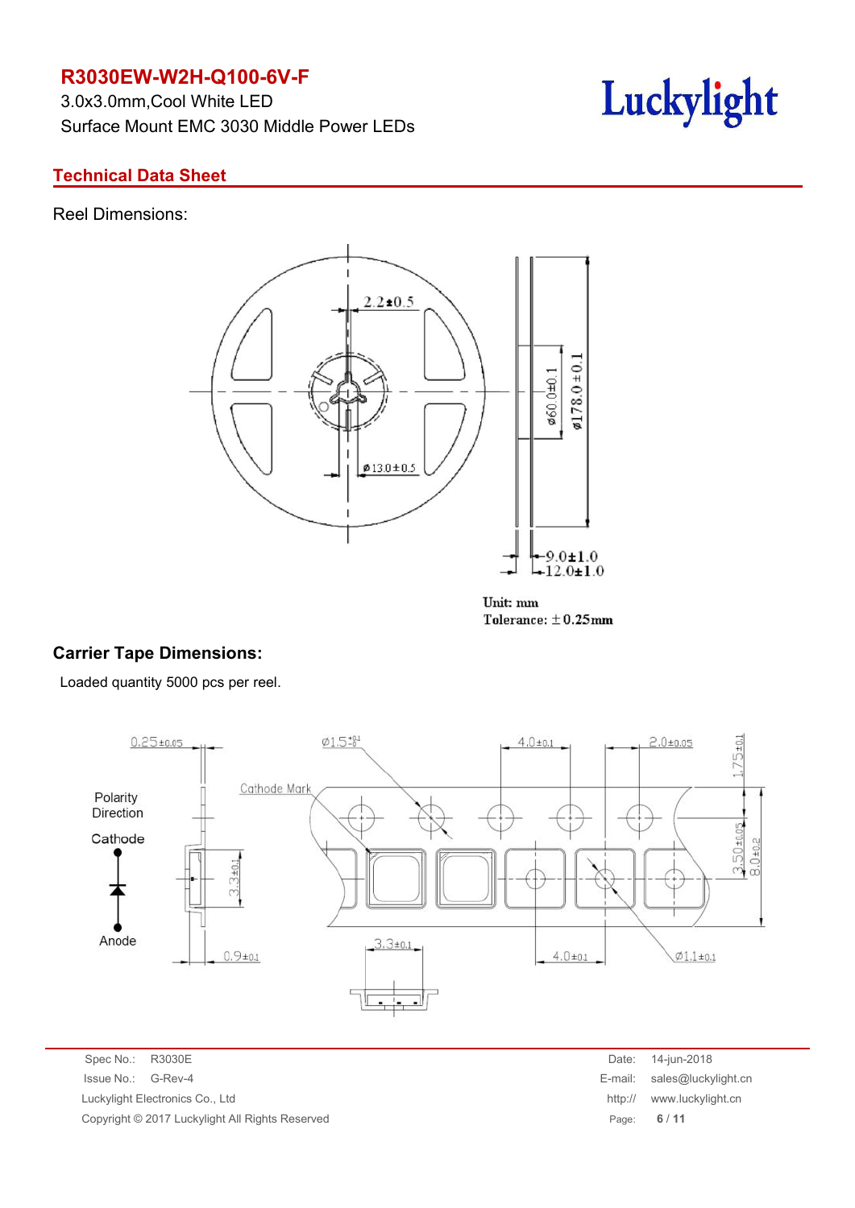# R3030EW-W2H-Q100-6V-F

3.0x3.0mm,Cool White LED

Surface Mount EMC 3030 Middle Power LEDs

## Technical Data Sheet

Reel Dimensions:

2.2±0.5

ø13.0±0.5

ø60.0±0.1

ø178.0±0.1

9.0±1.0

12.0±1.0

Unit: mm

Tolerance: ±0.25mm

## Carrier Tape Dimensions:

Loaded quantity 5000 pcs per reel.

0.25±0.05

Ø1.5$^{+0.1}_{-0}$

4.0±0.1

2.0±0.05

1.75±0.1

Cathode Mark

Polarity Direction

Cathode

Anode

3.3±0.1

3.50±0.05

8.0±0.2

0.9±0.1

3.3±0.1

4.0±0.1

Ø1.1±0.1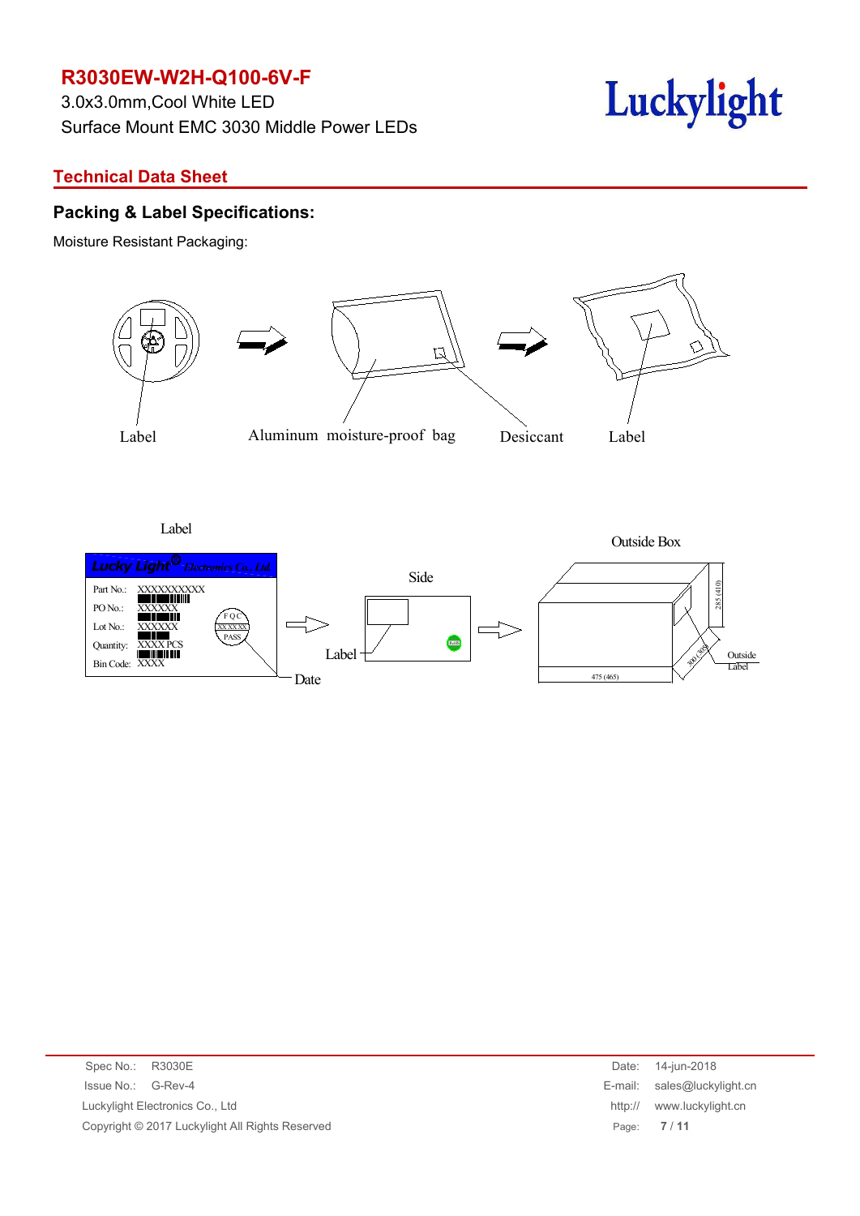# R3030EW-W2H-Q100-6V-F

3.0x3.0mm,Cool White LED

Surface Mount EMC 3030 Middle Power LEDs

## Technical Data Sheet

### Packing & Label Specifications:

Moisture Resistant Packaging:

Label　Aluminum moisture-proof bag　Desiccant　Label

Label

Lucky Light Electronics Co., Ltd

Part No.: XXXXXXXXXX

PO No.: XXXXXX

Lot No.: XXXXXX

Quantity: XXXX PCS

Bin Code: XXXX

FQC XX.XX.XX PASS

Date

Side

Label

Outside Box

285 (410)

300 (305)

475 (465)

Outside Label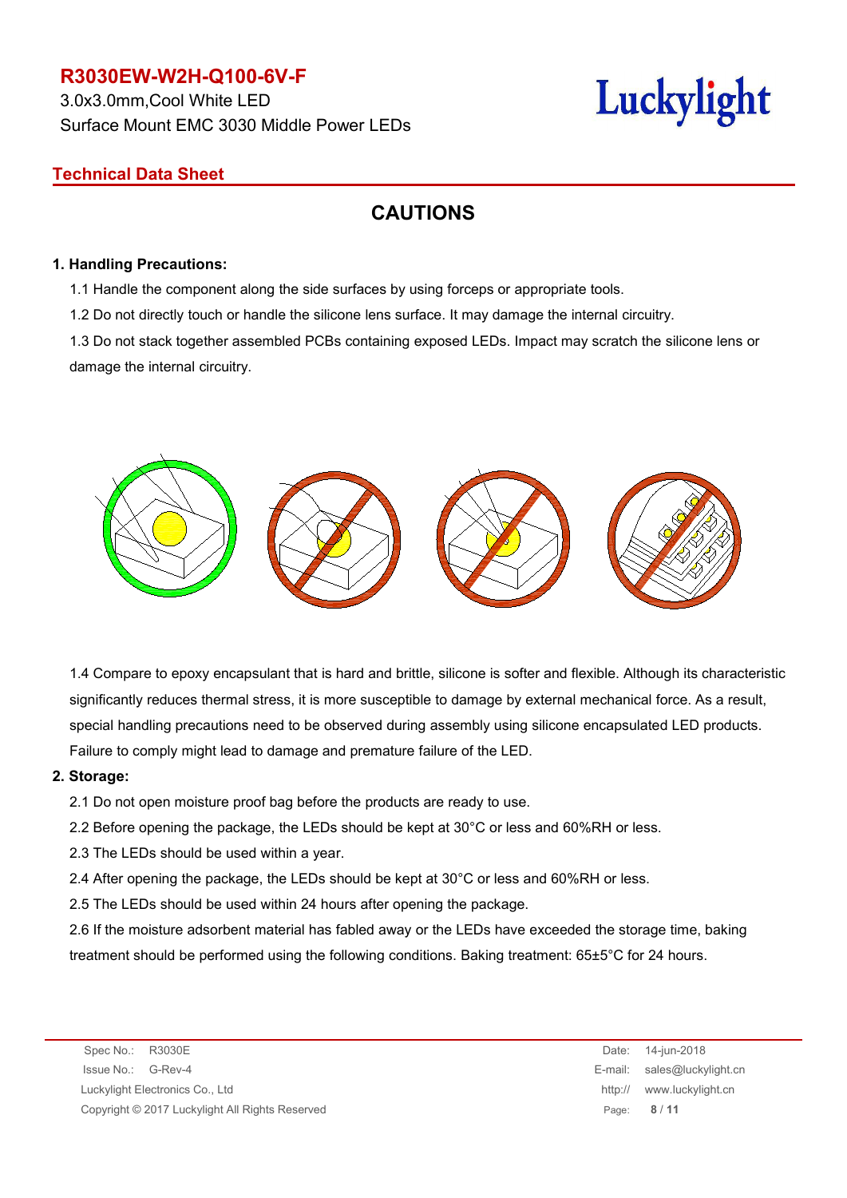**R3030EW-W2H-Q100-6V-F**

3.0x3.0mm,Cool White LED

Surface Mount EMC 3030 Middle Power LEDs

**Technical Data Sheet**

## CAUTIONS

**1. Handling Precautions:**

1.1 Handle the component along the side surfaces by using forceps or appropriate tools.

1.2 Do not directly touch or handle the silicone lens surface. It may damage the internal circuitry.

1.3 Do not stack together assembled PCBs containing exposed LEDs. Impact may scratch the silicone lens or damage the internal circuitry.

1.4 Compare to epoxy encapsulant that is hard and brittle, silicone is softer and flexible. Although its characteristic significantly reduces thermal stress, it is more susceptible to damage by external mechanical force. As a result, special handling precautions need to be observed during assembly using silicone encapsulated LED products. Failure to comply might lead to damage and premature failure of the LED.

**2. Storage:**

2.1 Do not open moisture proof bag before the products are ready to use.

2.2 Before opening the package, the LEDs should be kept at 30°C or less and 60%RH or less.

2.3 The LEDs should be used within a year.

2.4 After opening the package, the LEDs should be kept at 30°C or less and 60%RH or less.

2.5 The LEDs should be used within 24 hours after opening the package.

2.6 If the moisture adsorbent material has fabled away or the LEDs have exceeded the storage time, baking treatment should be performed using the following conditions. Baking treatment: 65±5°C for 24 hours.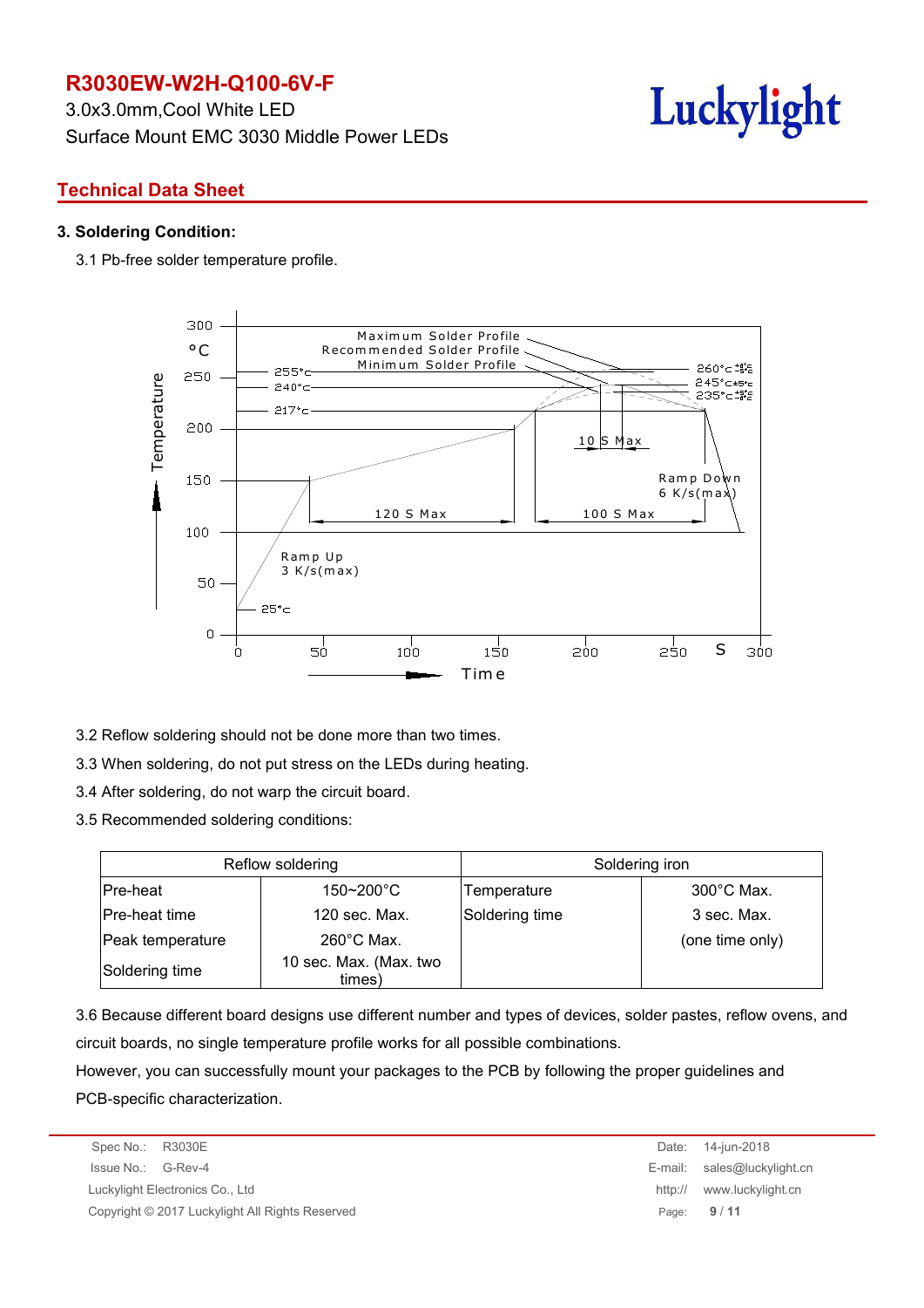### 3. Soldering Condition:

3.1 Pb-free solder temperature profile.

3.2 Reflow soldering should not be done more than two times.

3.3 When soldering, do not put stress on the LEDs during heating.

3.4 After soldering, do not warp the circuit board.

3.5 Recommended soldering conditions:

| Reflow soldering | | Soldering iron | |
|---|---|---|---|
| Pre-heat | 150~200°C | Temperature | 300°C Max. |
| Pre-heat time | 120 sec. Max. | Soldering time | 3 sec. Max. |
| Peak temperature | 260°C Max. | | (one time only) |
| Soldering time | 10 sec. Max. (Max. two times) | | |

3.6 Because different board designs use different number and types of devices, solder pastes, reflow ovens, and circuit boards, no single temperature profile works for all possible combinations.

However, you can successfully mount your packages to the PCB by following the proper guidelines and PCB-specific characterization.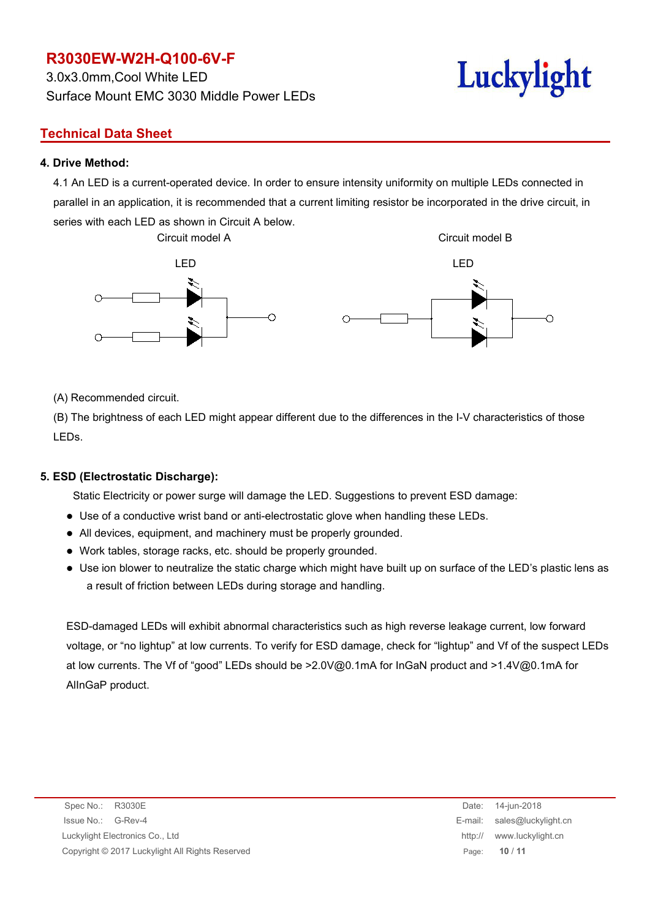## 4. Drive Method:

4.1 An LED is a current-operated device. In order to ensure intensity uniformity on multiple LEDs connected in parallel in an application, it is recommended that a current limiting resistor be incorporated in the drive circuit, in series with each LED as shown in Circuit A below.

Circuit model A

LED

Circuit model B

LED

(A) Recommended circuit.

(B) The brightness of each LED might appear different due to the differences in the I-V characteristics of those LEDs.

## 5. ESD (Electrostatic Discharge):

Static Electricity or power surge will damage the LED. Suggestions to prevent ESD damage:

- Use of a conductive wrist band or anti-electrostatic glove when handling these LEDs.
- All devices, equipment, and machinery must be properly grounded.
- Work tables, storage racks, etc. should be properly grounded.
- Use ion blower to neutralize the static charge which might have built up on surface of the LED's plastic lens as a result of friction between LEDs during storage and handling.

ESD-damaged LEDs will exhibit abnormal characteristics such as high reverse leakage current, low forward voltage, or "no lightup" at low currents. To verify for ESD damage, check for "lightup" and Vf of the suspect LEDs at low currents. The Vf of "good" LEDs should be >2.0V@0.1mA for InGaN product and >1.4V@0.1mA for AlInGaP product.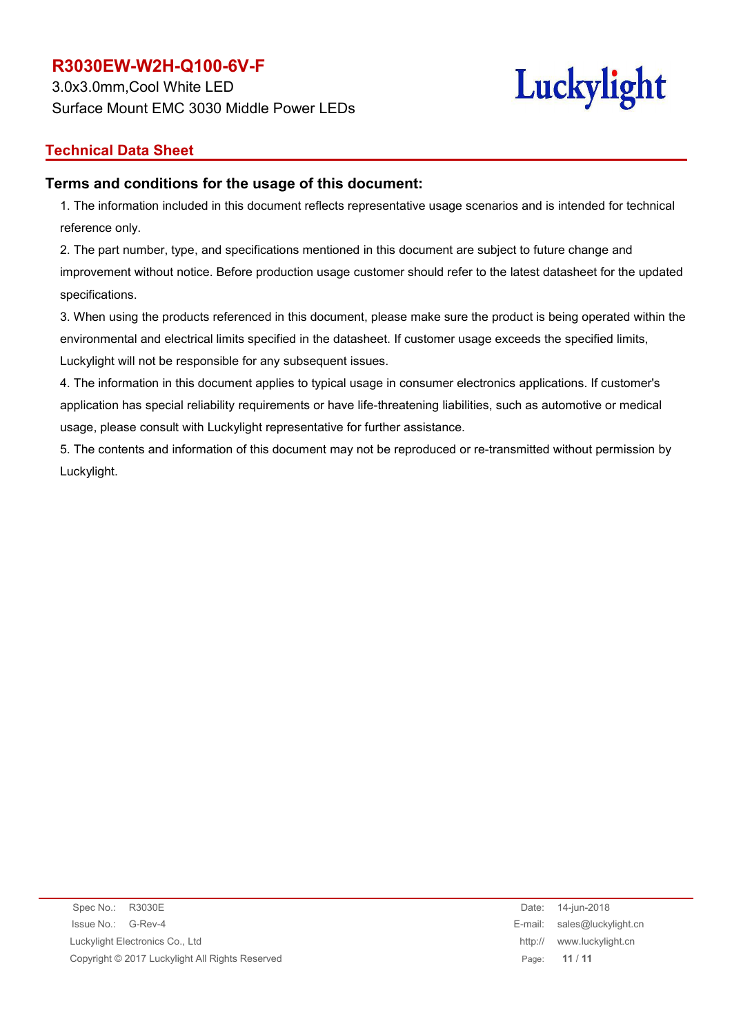## Terms and conditions for the usage of this document:

1. The information included in this document reflects representative usage scenarios and is intended for technical reference only.
2. The part number, type, and specifications mentioned in this document are subject to future change and improvement without notice. Before production usage customer should refer to the latest datasheet for the updated specifications.
3. When using the products referenced in this document, please make sure the product is being operated within the environmental and electrical limits specified in the datasheet. If customer usage exceeds the specified limits, Luckylight will not be responsible for any subsequent issues.
4. The information in this document applies to typical usage in consumer electronics applications. If customer's application has special reliability requirements or have life-threatening liabilities, such as automotive or medical usage, please consult with Luckylight representative for further assistance.
5. The contents and information of this document may not be reproduced or re-transmitted without permission by Luckylight.